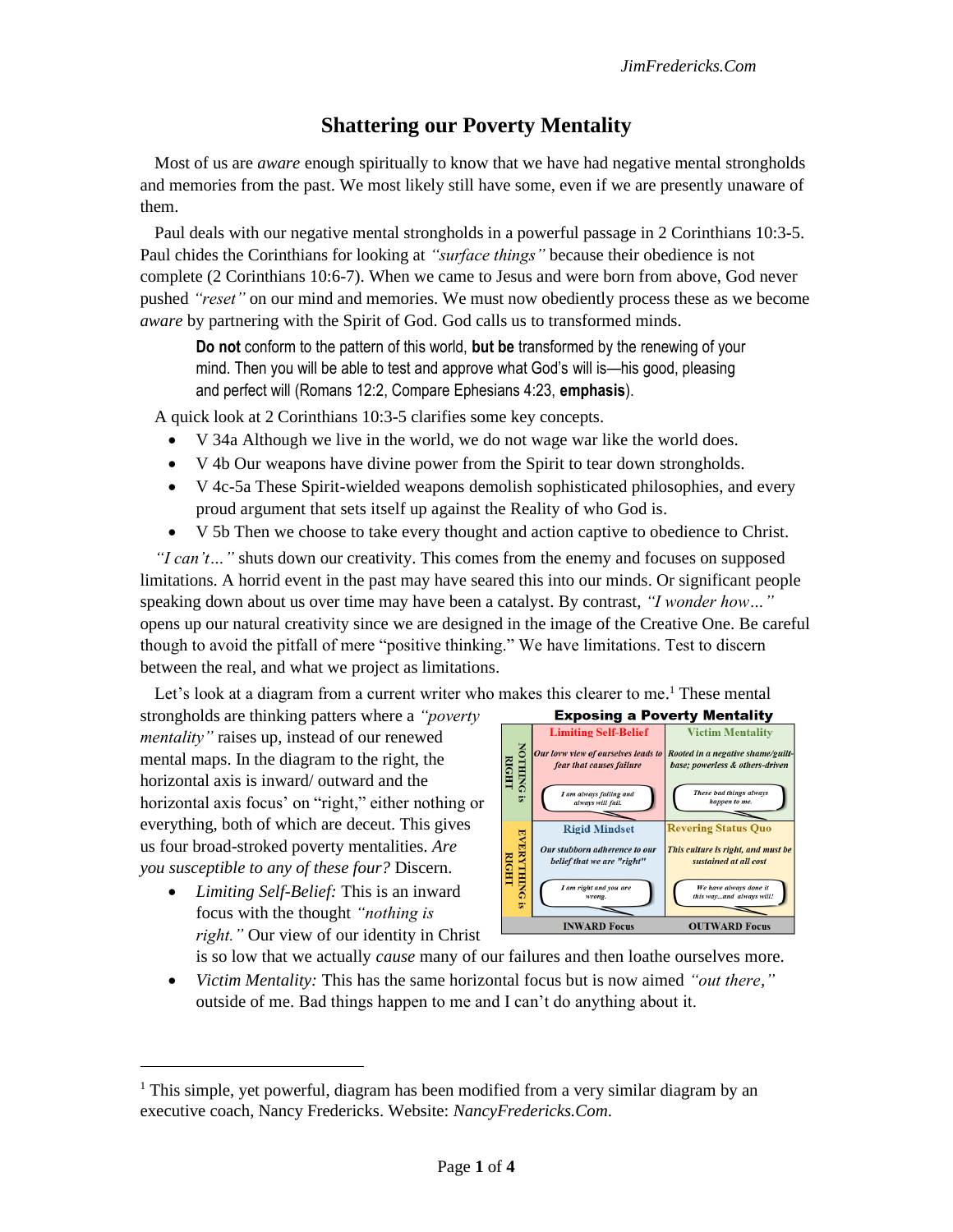# Shattering our Poverty Mentality

Most of us are *aware* enough spiritually to know that we have had negative mental strongholds and memories from the past. We most likely still have some, even if we are presently unaware of them.

Paul deals with our negative mental strongholds in a powerful passage in 2 Corinthians 10:3-5. Paul chides the Corinthians for looking at *"surface things"* because their obedience is not complete (2 Corinthians 10:6-7). When we came to Jesus and were born from above, God never pushed *"reset"* on our mind and memories. We must now obediently process these as we become *aware* by partnering with the Spirit of God. God calls us to transformed minds.

> **Do not** conform to the pattern of this world, **but be** transformed by the renewing of your mind. Then you will be able to test and approve what God's will is—his good, pleasing and perfect will (Romans 12:2, Compare Ephesians 4:23, **emphasis**).

A quick look at 2 Corinthians 10:3-5 clarifies some key concepts.

- V 34a Although we live in the world, we do not wage war like the world does.
- V 4b Our weapons have divine power from the Spirit to tear down strongholds.
- V 4c-5a These Spirit-wielded weapons demolish sophisticated philosophies, and every proud argument that sets itself up against the Reality of who God is.
- V 5b Then we choose to take every thought and action captive to obedience to Christ.

*"I can't…"* shuts down our creativity. This comes from the enemy and focuses on supposed limitations. A horrid event in the past may have seared this into our minds. Or significant people speaking down about us over time may have been a catalyst. By contrast, *"I wonder how…"* opens up our natural creativity since we are designed in the image of the Creative One. Be careful though to avoid the pitfall of mere "positive thinking." We have limitations. Test to discern between the real, and what we project as limitations.

Let's look at a diagram from a current writer who makes this clearer to me.[1] These mental strongholds are thinking patters where a *"poverty mentality"* raises up, instead of our renewed mental maps. In the diagram to the right, the horizontal axis is inward/ outward and the horizontal axis focus' on "right," either nothing or everything, both of which are deceit. This gives us four broad-stroked poverty mentalities. *Are you susceptible to any of these four?* Discern.

**Exposing a Poverty Mentality**

| | INWARD Focus | OUTWARD Focus |
|---|---|---|
| NOTHING is RIGHT | **Limiting Self-Belief** — *Our low view of ourselves leads to fear that causes failure* — "I am always failing and always will fail." | **Victim Mentality** — *Rooted in a negative shame/guilt-base; powerless & others-driven* — "These bad things always happen to me." |
| EVERYTHING is RIGHT | **Rigid Mindset** — *Our stubborn adherence to our belief that we are "right"* — "I am right and you are wrong." | **Revering Status Quo** — *This culture is right, and must be sustained at all cost* — "We have always done it this way…and always will!" |

- *Limiting Self-Belief:* This is an inward focus with the thought *"nothing is right."* Our view of our identity in Christ is so low that we actually *cause* many of our failures and then loathe ourselves more.
- *Victim Mentality:* This has the same horizontal focus but is now aimed *"out there,"* outside of me. Bad things happen to me and I can't do anything about it.

---

[1] This simple, yet powerful, diagram has been modified from a very similar diagram by an executive coach, Nancy Fredericks. Website: *NancyFredericks.Com*.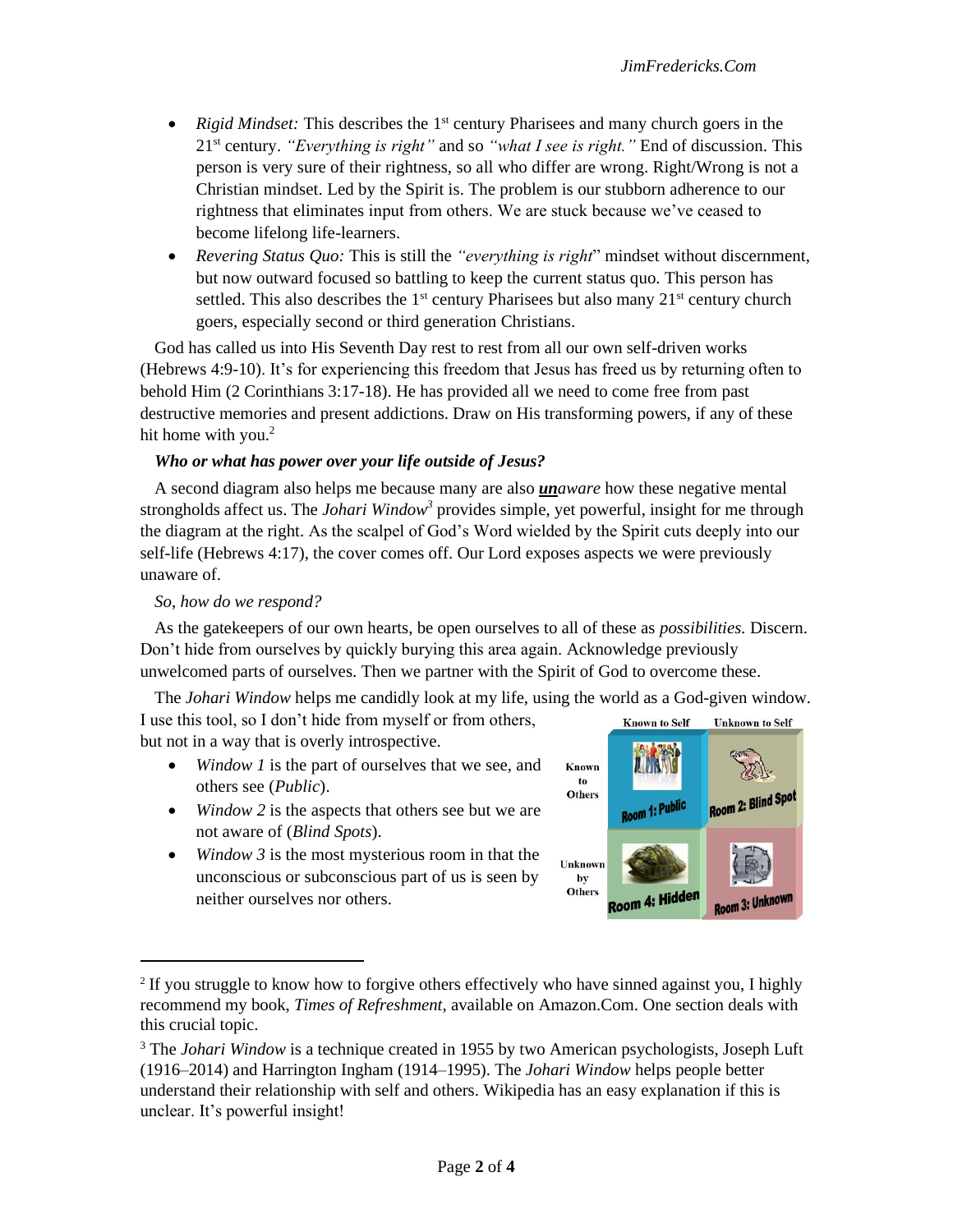- *Rigid Mindset:* This describes the 1st century Pharisees and many church goers in the 21st century. *"Everything is right"* and so *"what I see is right."* End of discussion. This person is very sure of their rightness, so all who differ are wrong. Right/Wrong is not a Christian mindset. Led by the Spirit is. The problem is our stubborn adherence to our rightness that eliminates input from others. We are stuck because we've ceased to become lifelong life-learners.
- *Revering Status Quo:* This is still the *"everything is right"* mindset without discernment, but now outward focused so battling to keep the current status quo. This person has settled. This also describes the 1st century Pharisees but also many 21st century church goers, especially second or third generation Christians.

God has called us into His Seventh Day rest to rest from all our own self-driven works (Hebrews 4:9-10). It's for experiencing this freedom that Jesus has freed us by returning often to behold Him (2 Corinthians 3:17-18). He has provided all we need to come free from past destructive memories and present addictions. Draw on His transforming powers, if any of these hit home with you.[2]

***Who or what has power over your life outside of Jesus?***

A second diagram also helps me because many are also ***un****aware* how these negative mental strongholds affect us. The *Johari Window*[3] provides simple, yet powerful, insight for me through the diagram at the right. As the scalpel of God's Word wielded by the Spirit cuts deeply into our self-life (Hebrews 4:17), the cover comes off. Our Lord exposes aspects we were previously unaware of.

*So, how do we respond?*

As the gatekeepers of our own hearts, be open ourselves to all of these as *possibilities.* Discern. Don't hide from ourselves by quickly burying this area again. Acknowledge previously unwelcomed parts of ourselves. Then we partner with the Spirit of God to overcome these.

The *Johari Window* helps me candidly look at my life, using the world as a God-given window. I use this tool, so I don't hide from myself or from others, but not in a way that is overly introspective.

- *Window 1* is the part of ourselves that we see, and others see (*Public*).
- *Window 2* is the aspects that others see but we are not aware of (*Blind Spots*).
- *Window 3* is the most mysterious room in that the unconscious or subconscious part of us is seen by neither ourselves nor others.

| | Known to Self | Unknown to Self |
|---|---|---|
| Known to Others | Room 1: Public | Room 2: Blind Spot |
| Unknown by Others | Room 4: Hidden | Room 3: Unknown |

---

[2] If you struggle to know how to forgive others effectively who have sinned against you, I highly recommend my book, *Times of Refreshment*, available on Amazon.Com. One section deals with this crucial topic.

[3] The *Johari Window* is a technique created in 1955 by two American psychologists, Joseph Luft (1916–2014) and Harrington Ingham (1914–1995). The *Johari Window* helps people better understand their relationship with self and others. Wikipedia has an easy explanation if this is unclear. It's powerful insight!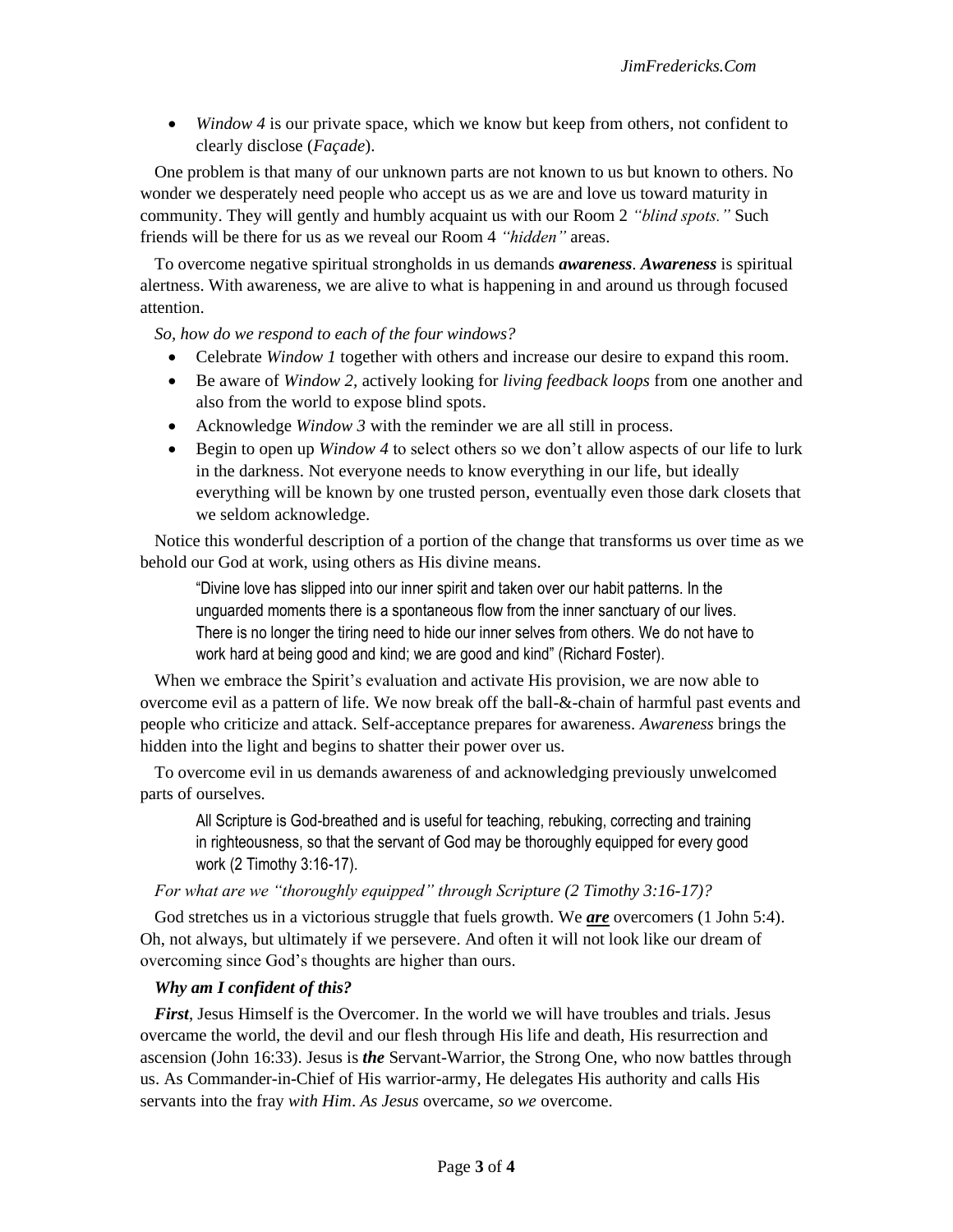- *Window 4* is our private space, which we know but keep from others, not confident to clearly disclose (*Façade*).

One problem is that many of our unknown parts are not known to us but known to others. No wonder we desperately need people who accept us as we are and love us toward maturity in community. They will gently and humbly acquaint us with our Room 2 *"blind spots."* Such friends will be there for us as we reveal our Room 4 *"hidden"* areas.

To overcome negative spiritual strongholds in us demands ***awareness***. ***Awareness*** is spiritual alertness. With awareness, we are alive to what is happening in and around us through focused attention.

*So, how do we respond to each of the four windows?*

- Celebrate *Window 1* together with others and increase our desire to expand this room.
- Be aware of *Window 2*, actively looking for *living feedback loops* from one another and also from the world to expose blind spots.
- Acknowledge *Window 3* with the reminder we are all still in process.
- Begin to open up *Window 4* to select others so we don't allow aspects of our life to lurk in the darkness. Not everyone needs to know everything in our life, but ideally everything will be known by one trusted person, eventually even those dark closets that we seldom acknowledge.

Notice this wonderful description of a portion of the change that transforms us over time as we behold our God at work, using others as His divine means.

> "Divine love has slipped into our inner spirit and taken over our habit patterns. In the unguarded moments there is a spontaneous flow from the inner sanctuary of our lives. There is no longer the tiring need to hide our inner selves from others. We do not have to work hard at being good and kind; we are good and kind" (Richard Foster).

When we embrace the Spirit's evaluation and activate His provision, we are now able to overcome evil as a pattern of life. We now break off the ball-&-chain of harmful past events and people who criticize and attack. Self-acceptance prepares for awareness. *Awareness* brings the hidden into the light and begins to shatter their power over us.

To overcome evil in us demands awareness of and acknowledging previously unwelcomed parts of ourselves.

> All Scripture is God-breathed and is useful for teaching, rebuking, correcting and training in righteousness, so that the servant of God may be thoroughly equipped for every good work (2 Timothy 3:16-17).

*For what are we "thoroughly equipped" through Scripture (2 Timothy 3:16-17)?*

God stretches us in a victorious struggle that fuels growth. We ***<u>are</u>*** overcomers (1 John 5:4). Oh, not always, but ultimately if we persevere. And often it will not look like our dream of overcoming since God's thoughts are higher than ours.

***Why am I confident of this?***

***First***, Jesus Himself is the Overcomer. In the world we will have troubles and trials. Jesus overcame the world, the devil and our flesh through His life and death, His resurrection and ascension (John 16:33). Jesus is ***the*** Servant-Warrior, the Strong One, who now battles through us. As Commander-in-Chief of His warrior-army, He delegates His authority and calls His servants into the fray *with Him*. *As Jesus* overcame, *so we* overcome.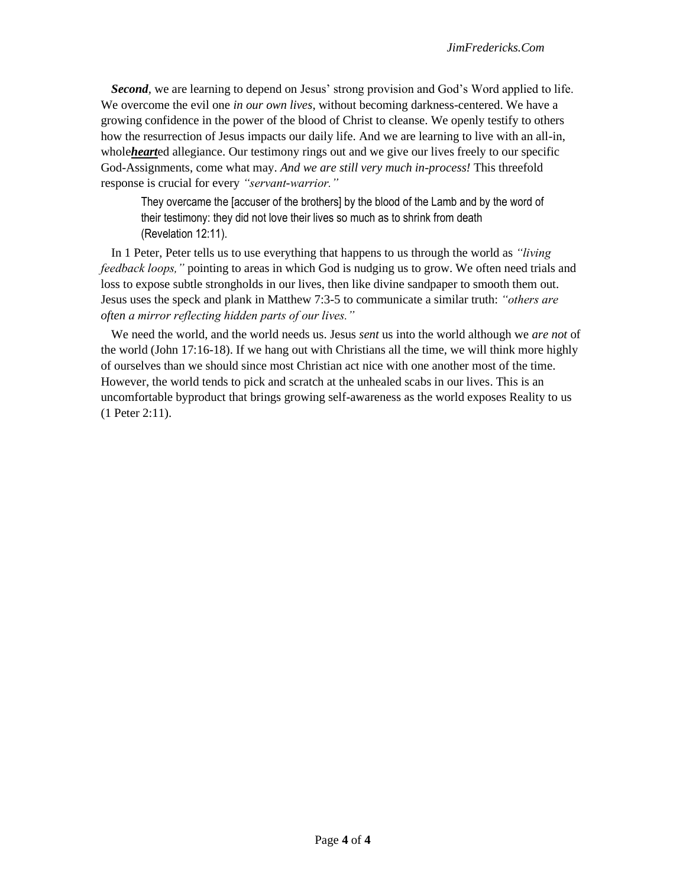***Second***, we are learning to depend on Jesus' strong provision and God's Word applied to life. We overcome the evil one *in our own lives*, without becoming darkness-centered. We have a growing confidence in the power of the blood of Christ to cleanse. We openly testify to others how the resurrection of Jesus impacts our daily life. And we are learning to live with an all-in, whole***<u>heart</u>***ed allegiance. Our testimony rings out and we give our lives freely to our specific God-Assignments, come what may. *And we are still very much in-process!* This threefold response is crucial for every *"servant-warrior."*

> They overcame the [accuser of the brothers] by the blood of the Lamb and by the word of their testimony: they did not love their lives so much as to shrink from death (Revelation 12:11).

In 1 Peter, Peter tells us to use everything that happens to us through the world as *"living feedback loops,"* pointing to areas in which God is nudging us to grow. We often need trials and loss to expose subtle strongholds in our lives, then like divine sandpaper to smooth them out. Jesus uses the speck and plank in Matthew 7:3-5 to communicate a similar truth: *"others are often a mirror reflecting hidden parts of our lives."*

We need the world, and the world needs us. Jesus *sent* us into the world although we *are not* of the world (John 17:16-18). If we hang out with Christians all the time, we will think more highly of ourselves than we should since most Christian act nice with one another most of the time. However, the world tends to pick and scratch at the unhealed scabs in our lives. This is an uncomfortable byproduct that brings growing self-awareness as the world exposes Reality to us (1 Peter 2:11).